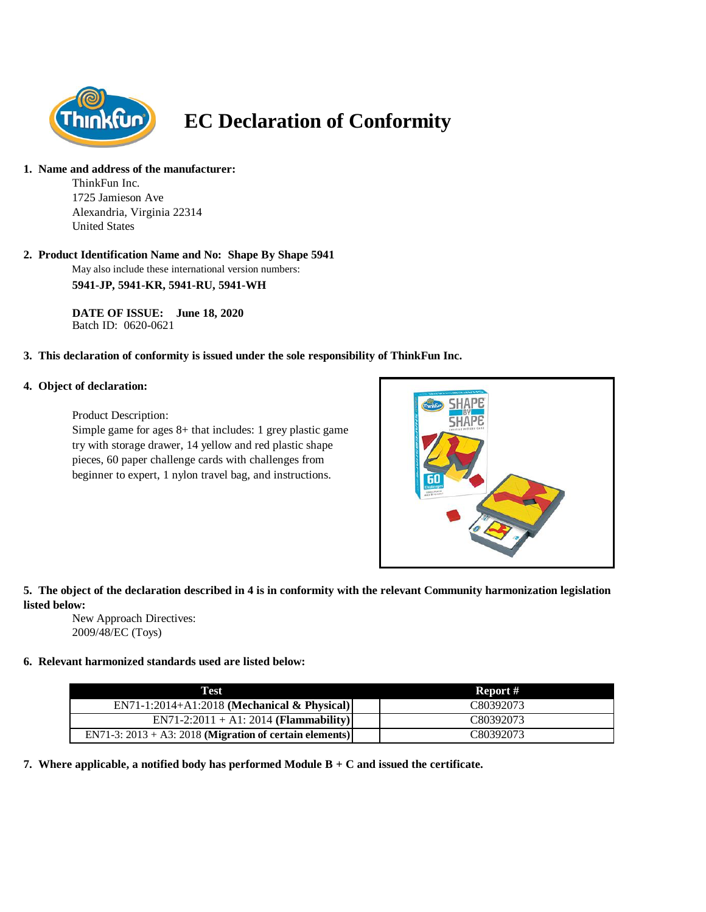# EC Declaration of Conformity

**1. Name and address of the manufacturer:**

ThinkFun Inc.
1725 Jamieson Ave
Alexandria, Virginia 22314
United States

**2. Product Identification Name and No: Shape By Shape 5941**

May also include these international version numbers:

**5941-JP, 5941-KR, 5941-RU, 5941-WH**

**DATE OF ISSUE: June 18, 2020**
Batch ID: 0620-0621

**3. This declaration of conformity is issued under the sole responsibility of ThinkFun Inc.**

**4. Object of declaration:**

Product Description:
Simple game for ages 8+ that includes: 1 grey plastic game try with storage drawer, 14 yellow and red plastic shape pieces, 60 paper challenge cards with challenges from beginner to expert, 1 nylon travel bag, and instructions.

**5. The object of the declaration described in 4 is in conformity with the relevant Community harmonization legislation listed below:**

New Approach Directives:
2009/48/EC (Toys)

**6. Relevant harmonized standards used are listed below:**

| Test | Report # |
|---|---|
| EN71-1:2014+A1:2018 **(Mechanical & Physical)** | C80392073 |
| EN71-2:2011 + A1: 2014 **(Flammability)** | C80392073 |
| EN71-3: 2013 + A3: 2018 **(Migration of certain elements)** | C80392073 |

**7. Where applicable, a notified body has performed Module B + C and issued the certificate.**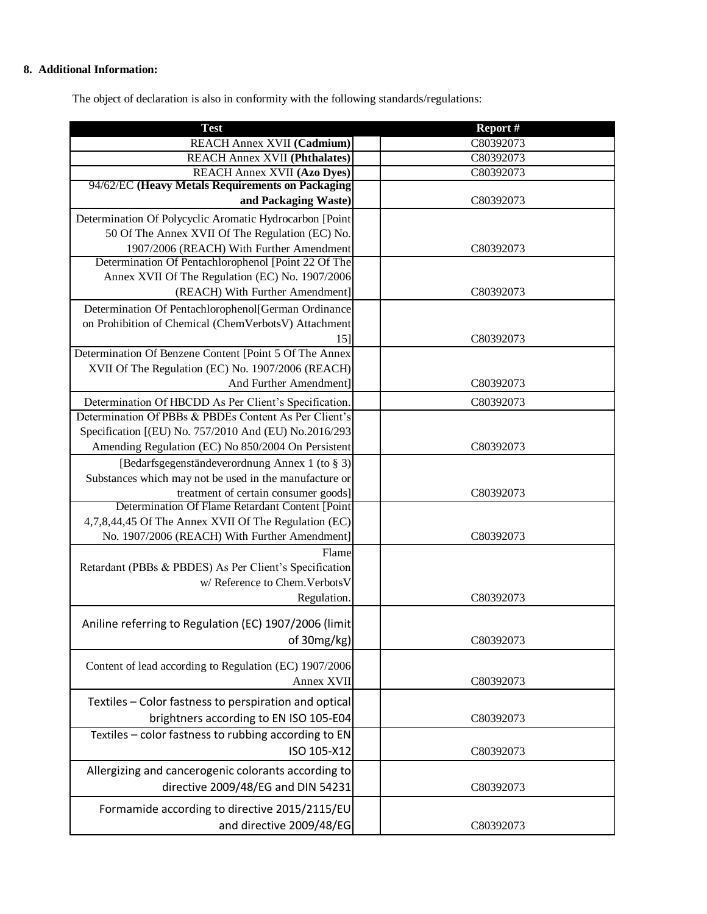**8. Additional Information:**

The object of declaration is also in conformity with the following standards/regulations:

| Test | Report # |
|---|---|
| REACH Annex XVII **(Cadmium)** | C80392073 |
| REACH Annex XVII **(Phthalates)** | C80392073 |
| REACH Annex XVII **(Azo Dyes)** | C80392073 |
| 94/62/EC **(Heavy Metals Requirements on Packaging and Packaging Waste)** | C80392073 |
| Determination Of Polycyclic Aromatic Hydrocarbon [Point 50 Of The Annex XVII Of The Regulation (EC) No. 1907/2006 (REACH) With Further Amendment | C80392073 |
| Determination Of Pentachlorophenol [Point 22 Of The Annex XVII Of The Regulation (EC) No. 1907/2006 (REACH) With Further Amendment] | C80392073 |
| Determination Of Pentachlorophenol[German Ordinance on Prohibition of Chemical (ChemVerbotsV) Attachment 15] | C80392073 |
| Determination Of Benzene Content [Point 5 Of The Annex XVII Of The Regulation (EC) No. 1907/2006 (REACH) And Further Amendment] | C80392073 |
| Determination Of HBCDD As Per Client's Specification. | C80392073 |
| Determination Of PBBs & PBDEs Content As Per Client's Specification [(EU) No. 757/2010 And (EU) No.2016/293 Amending Regulation (EC) No 850/2004 On Persistent | C80392073 |
| [Bedarfsgegenständeverordnung Annex 1 (to § 3) Substances which may not be used in the manufacture or treatment of certain consumer goods] | C80392073 |
| Determination Of Flame Retardant Content [Point 4,7,8,44,45 Of The Annex XVII Of The Regulation (EC) No. 1907/2006 (REACH) With Further Amendment] | C80392073 |
| Flame Retardant (PBBs & PBDES) As Per Client's Specification w/ Reference to Chem.VerbotsV Regulation. | C80392073 |
| Aniline referring to Regulation (EC) 1907/2006 (limit of 30mg/kg) | C80392073 |
| Content of lead according to Regulation (EC) 1907/2006 Annex XVII | C80392073 |
| Textiles – Color fastness to perspiration and optical brightners according to EN ISO 105-E04 | C80392073 |
| Textiles – color fastness to rubbing according to EN ISO 105-X12 | C80392073 |
| Allergizing and cancerogenic colorants according to directive 2009/48/EG and DIN 54231 | C80392073 |
| Formamide according to directive 2015/2115/EU and directive 2009/48/EG | C80392073 |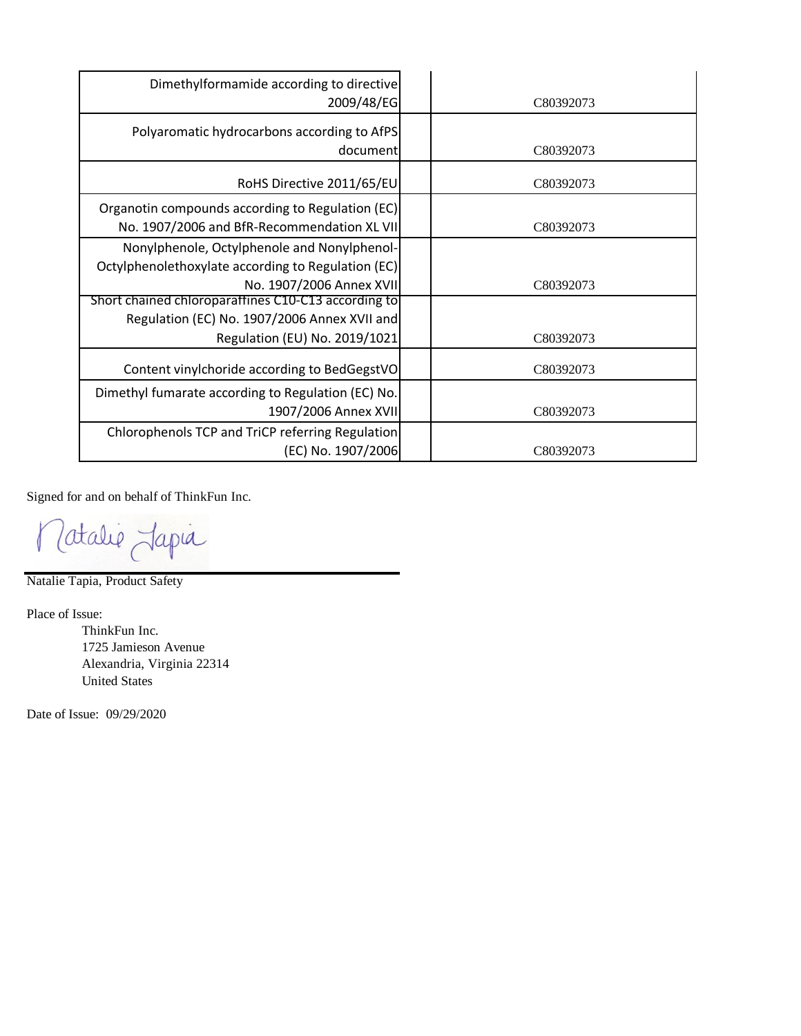| | | |
|---|---|---|
| Dimethylformamide according to directive 2009/48/EG | | C80392073 |
| Polyaromatic hydrocarbons according to AfPS document | | C80392073 |
| RoHS Directive 2011/65/EU | | C80392073 |
| Organotin compounds according to Regulation (EC) No. 1907/2006 and BfR-Recommendation XL VII | | C80392073 |
| Nonylphenole, Octylphenole and Nonylphenol-Octylphenolethoxylate according to Regulation (EC) No. 1907/2006 Annex XVII | | C80392073 |
| Short chained chloroparaffines C10-C13 according to Regulation (EC) No. 1907/2006 Annex XVII and Regulation (EU) No. 2019/1021 | | C80392073 |
| Content vinylchoride according to BedGegstVO | | C80392073 |
| Dimethyl fumarate according to Regulation (EC) No. 1907/2006 Annex XVII | | C80392073 |
| Chlorophenols TCP and TriCP referring Regulation (EC) No. 1907/2006 | | C80392073 |

Signed for and on behalf of ThinkFun Inc.

Natalie Tapia

Natalie Tapia, Product Safety

Place of Issue:

ThinkFun Inc.
1725 Jamieson Avenue
Alexandria, Virginia 22314
United States

Date of Issue: 09/29/2020